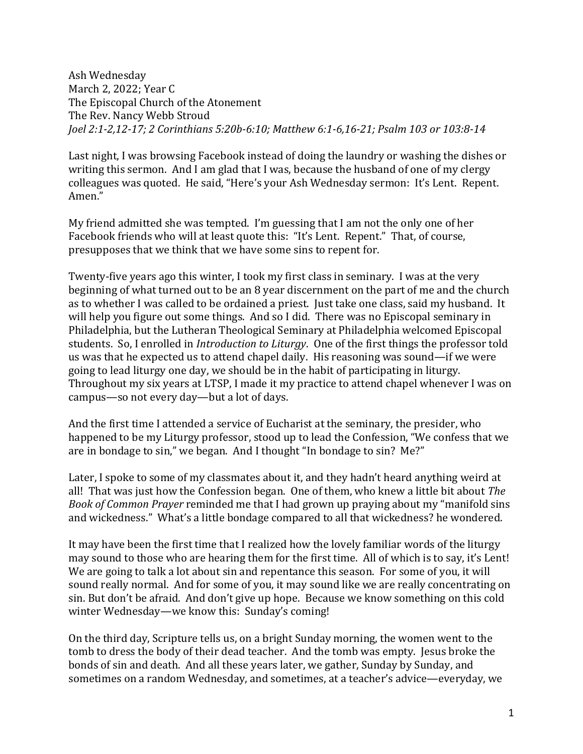Ash Wednesday
March 2, 2022; Year C
The Episcopal Church of the Atonement
The Rev. Nancy Webb Stroud
*Joel 2:1-2,12-17; 2 Corinthians 5:20b-6:10; Matthew 6:1-6,16-21; Psalm 103 or 103:8-14*

Last night, I was browsing Facebook instead of doing the laundry or washing the dishes or writing this sermon. And I am glad that I was, because the husband of one of my clergy colleagues was quoted. He said, "Here's your Ash Wednesday sermon: It's Lent. Repent. Amen."

My friend admitted she was tempted. I'm guessing that I am not the only one of her Facebook friends who will at least quote this: "It's Lent. Repent." That, of course, presupposes that we think that we have some sins to repent for.

Twenty-five years ago this winter, I took my first class in seminary. I was at the very beginning of what turned out to be an 8 year discernment on the part of me and the church as to whether I was called to be ordained a priest. Just take one class, said my husband. It will help you figure out some things. And so I did. There was no Episcopal seminary in Philadelphia, but the Lutheran Theological Seminary at Philadelphia welcomed Episcopal students. So, I enrolled in *Introduction to Liturgy*. One of the first things the professor told us was that he expected us to attend chapel daily. His reasoning was sound—if we were going to lead liturgy one day, we should be in the habit of participating in liturgy. Throughout my six years at LTSP, I made it my practice to attend chapel whenever I was on campus—so not every day—but a lot of days.

And the first time I attended a service of Eucharist at the seminary, the presider, who happened to be my Liturgy professor, stood up to lead the Confession, "We confess that we are in bondage to sin," we began. And I thought "In bondage to sin? Me?"

Later, I spoke to some of my classmates about it, and they hadn't heard anything weird at all! That was just how the Confession began. One of them, who knew a little bit about *The Book of Common Prayer* reminded me that I had grown up praying about my "manifold sins and wickedness." What's a little bondage compared to all that wickedness? he wondered.

It may have been the first time that I realized how the lovely familiar words of the liturgy may sound to those who are hearing them for the first time. All of which is to say, it's Lent! We are going to talk a lot about sin and repentance this season. For some of you, it will sound really normal. And for some of you, it may sound like we are really concentrating on sin. But don't be afraid. And don't give up hope. Because we know something on this cold winter Wednesday—we know this: Sunday's coming!

On the third day, Scripture tells us, on a bright Sunday morning, the women went to the tomb to dress the body of their dead teacher. And the tomb was empty. Jesus broke the bonds of sin and death. And all these years later, we gather, Sunday by Sunday, and sometimes on a random Wednesday, and sometimes, at a teacher's advice—everyday, we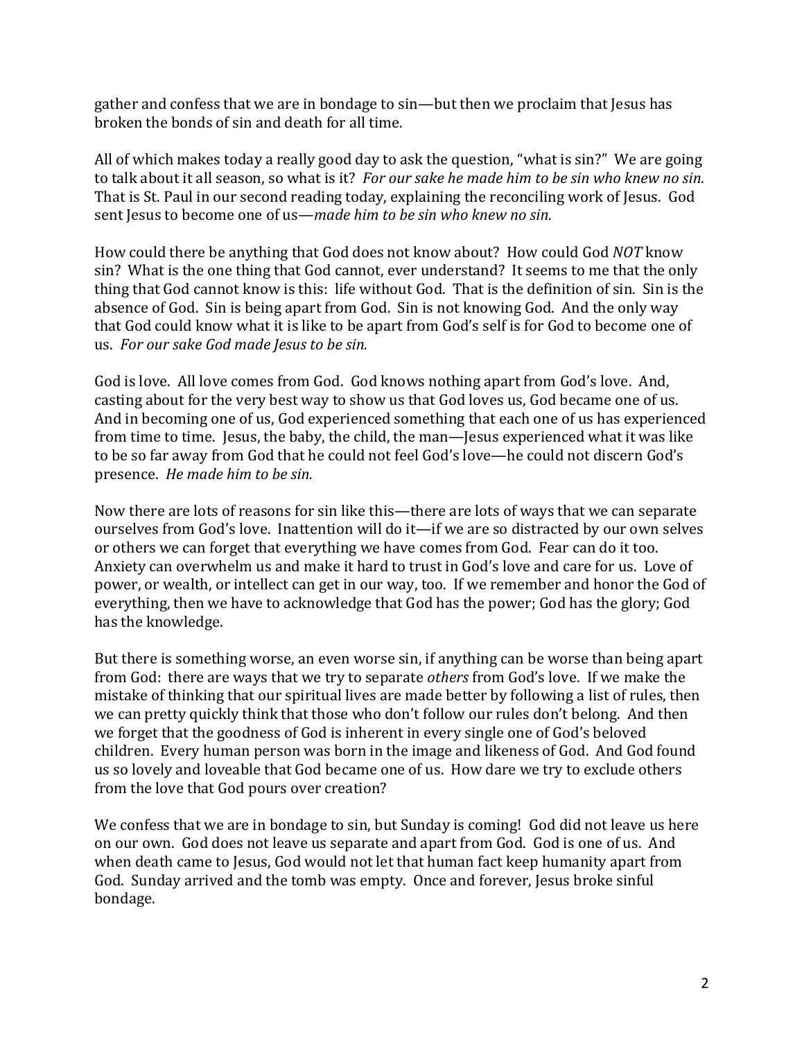gather and confess that we are in bondage to sin—but then we proclaim that Jesus has broken the bonds of sin and death for all time.

All of which makes today a really good day to ask the question, "what is sin?" We are going to talk about it all season, so what is it? *For our sake he made him to be sin who knew no sin.* That is St. Paul in our second reading today, explaining the reconciling work of Jesus. God sent Jesus to become one of us—*made him to be sin who knew no sin.*

How could there be anything that God does not know about? How could God *NOT* know sin? What is the one thing that God cannot, ever understand? It seems to me that the only thing that God cannot know is this: life without God. That is the definition of sin. Sin is the absence of God. Sin is being apart from God. Sin is not knowing God. And the only way that God could know what it is like to be apart from God's self is for God to become one of us. *For our sake God made Jesus to be sin.*

God is love. All love comes from God. God knows nothing apart from God's love. And, casting about for the very best way to show us that God loves us, God became one of us. And in becoming one of us, God experienced something that each one of us has experienced from time to time. Jesus, the baby, the child, the man—Jesus experienced what it was like to be so far away from God that he could not feel God's love—he could not discern God's presence. *He made him to be sin.*

Now there are lots of reasons for sin like this—there are lots of ways that we can separate ourselves from God's love. Inattention will do it—if we are so distracted by our own selves or others we can forget that everything we have comes from God. Fear can do it too. Anxiety can overwhelm us and make it hard to trust in God's love and care for us. Love of power, or wealth, or intellect can get in our way, too. If we remember and honor the God of everything, then we have to acknowledge that God has the power; God has the glory; God has the knowledge.

But there is something worse, an even worse sin, if anything can be worse than being apart from God: there are ways that we try to separate *others* from God's love. If we make the mistake of thinking that our spiritual lives are made better by following a list of rules, then we can pretty quickly think that those who don't follow our rules don't belong. And then we forget that the goodness of God is inherent in every single one of God's beloved children. Every human person was born in the image and likeness of God. And God found us so lovely and loveable that God became one of us. How dare we try to exclude others from the love that God pours over creation?

We confess that we are in bondage to sin, but Sunday is coming! God did not leave us here on our own. God does not leave us separate and apart from God. God is one of us. And when death came to Jesus, God would not let that human fact keep humanity apart from God. Sunday arrived and the tomb was empty. Once and forever, Jesus broke sinful bondage.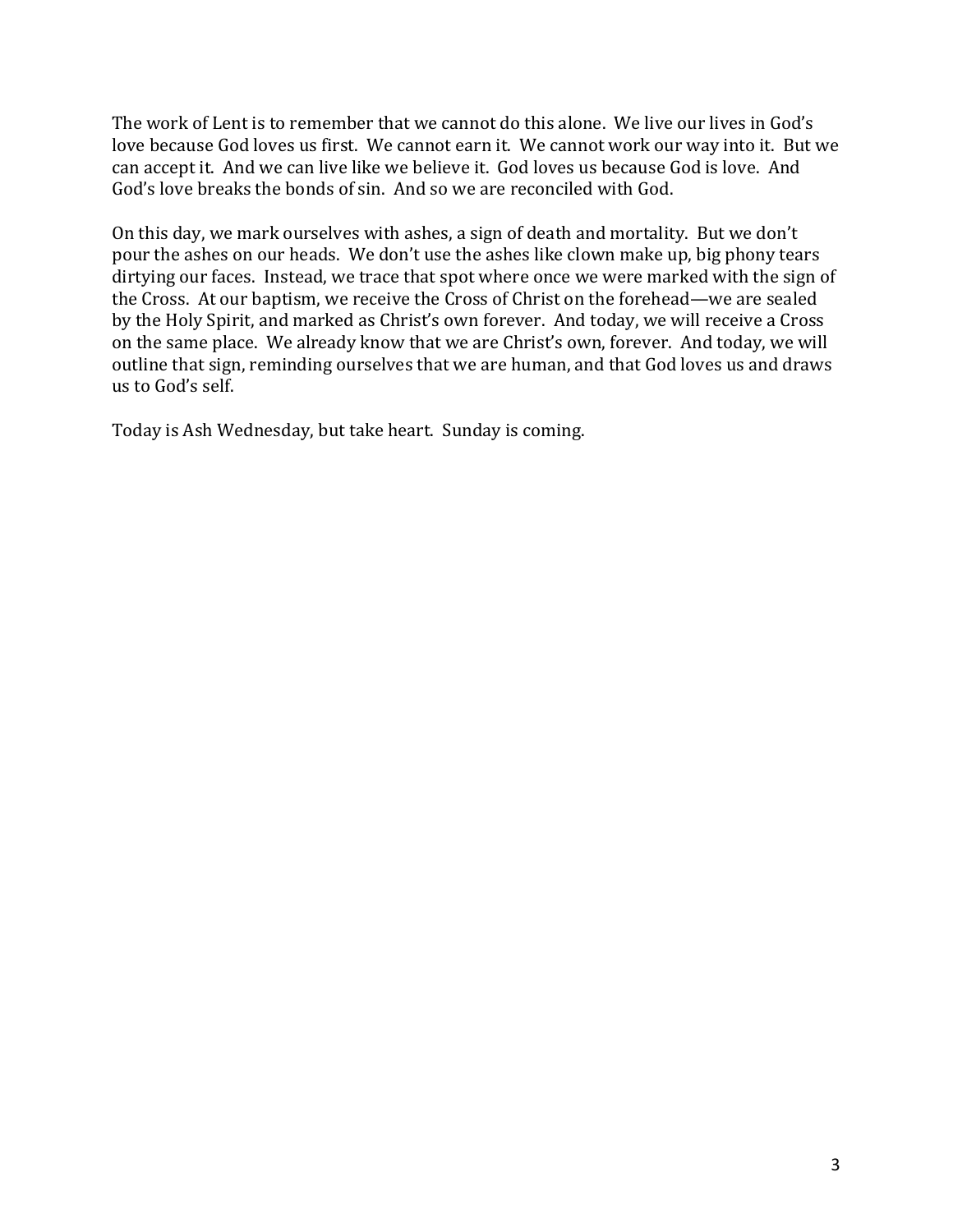The work of Lent is to remember that we cannot do this alone. We live our lives in God's love because God loves us first. We cannot earn it. We cannot work our way into it. But we can accept it. And we can live like we believe it. God loves us because God is love. And God's love breaks the bonds of sin. And so we are reconciled with God.

On this day, we mark ourselves with ashes, a sign of death and mortality. But we don't pour the ashes on our heads. We don't use the ashes like clown make up, big phony tears dirtying our faces. Instead, we trace that spot where once we were marked with the sign of the Cross. At our baptism, we receive the Cross of Christ on the forehead—we are sealed by the Holy Spirit, and marked as Christ's own forever. And today, we will receive a Cross on the same place. We already know that we are Christ's own, forever. And today, we will outline that sign, reminding ourselves that we are human, and that God loves us and draws us to God's self.

Today is Ash Wednesday, but take heart. Sunday is coming.